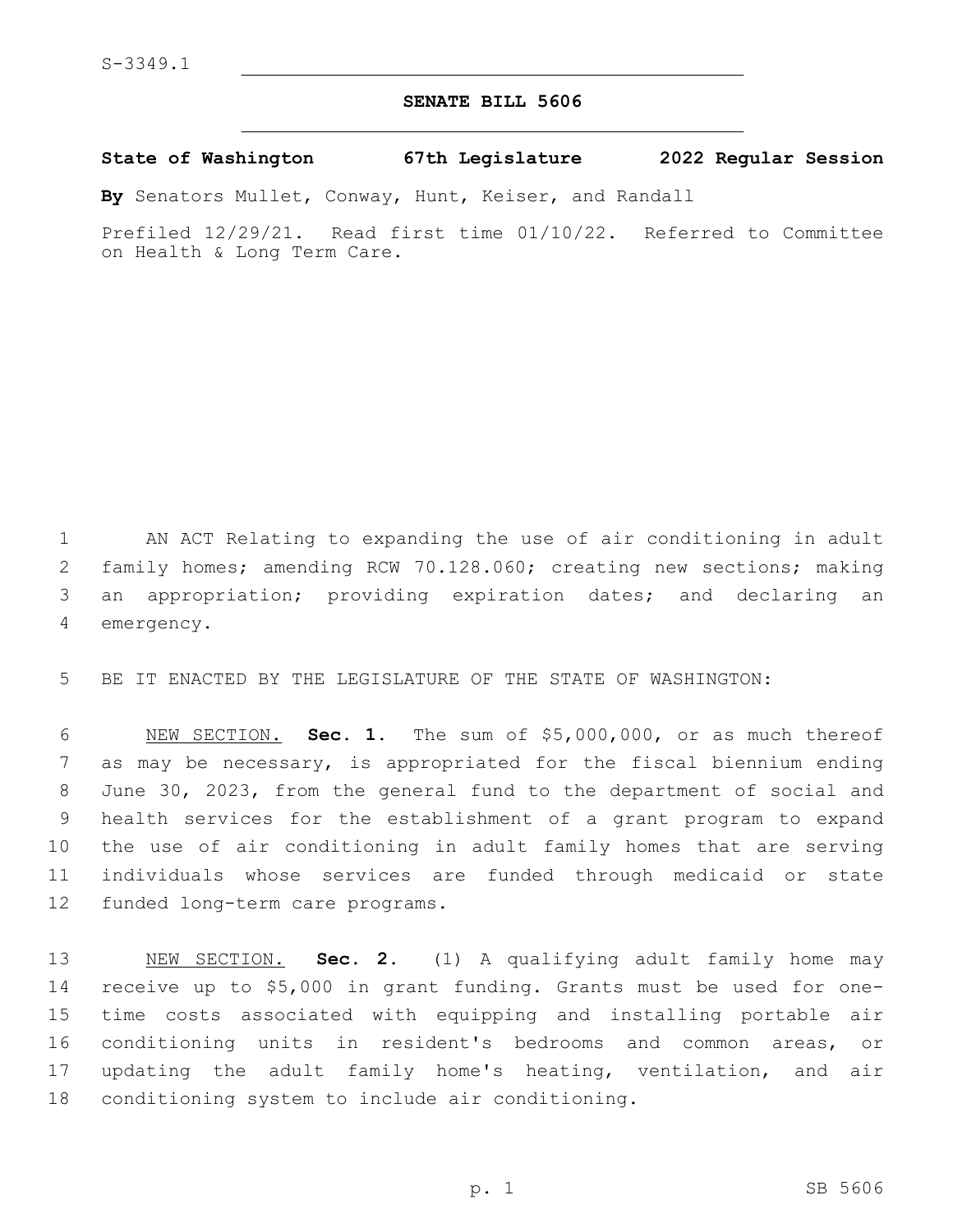S-3349.1

# SENATE BILL 5606

**State of Washington 67th Legislature 2022 Regular Session**

**By** Senators Mullet, Conway, Hunt, Keiser, and Randall

Prefiled 12/29/21. Read first time 01/10/22. Referred to Committee on Health & Long Term Care.

AN ACT Relating to expanding the use of air conditioning in adult family homes; amending RCW 70.128.060; creating new sections; making an appropriation; providing expiration dates; and declaring an emergency.

BE IT ENACTED BY THE LEGISLATURE OF THE STATE OF WASHINGTON:

NEW SECTION. **Sec. 1.** The sum of $5,000,000, or as much thereof as may be necessary, is appropriated for the fiscal biennium ending June 30, 2023, from the general fund to the department of social and health services for the establishment of a grant program to expand the use of air conditioning in adult family homes that are serving individuals whose services are funded through medicaid or state funded long-term care programs.

NEW SECTION. **Sec. 2.** (1) A qualifying adult family home may receive up to $5,000 in grant funding. Grants must be used for one-time costs associated with equipping and installing portable air conditioning units in resident's bedrooms and common areas, or updating the adult family home's heating, ventilation, and air conditioning system to include air conditioning.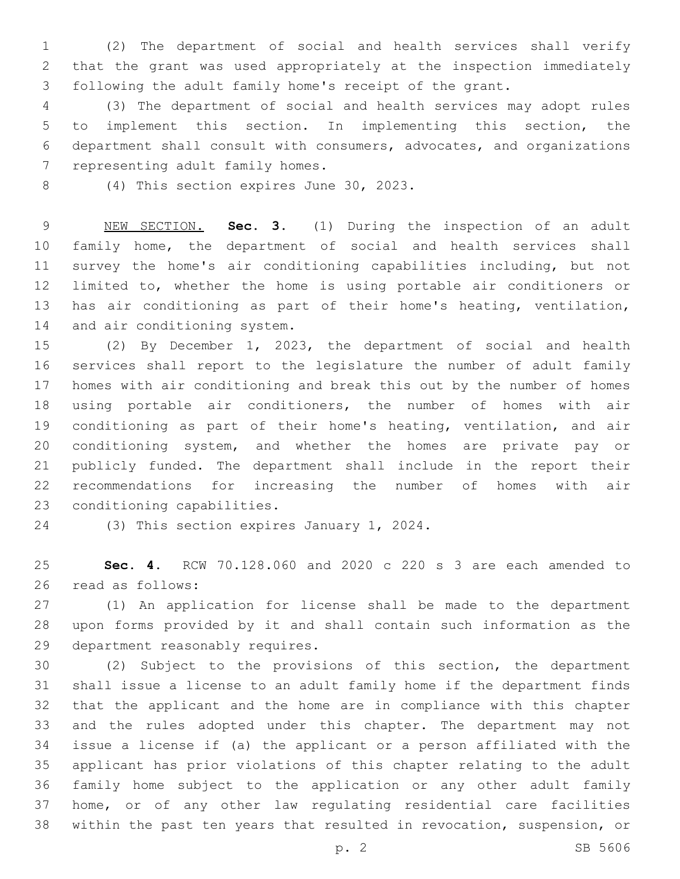(2) The department of social and health services shall verify that the grant was used appropriately at the inspection immediately following the adult family home's receipt of the grant.

(3) The department of social and health services may adopt rules to implement this section. In implementing this section, the department shall consult with consumers, advocates, and organizations representing adult family homes.

(4) This section expires June 30, 2023.

NEW SECTION. **Sec. 3.** (1) During the inspection of an adult family home, the department of social and health services shall survey the home's air conditioning capabilities including, but not limited to, whether the home is using portable air conditioners or has air conditioning as part of their home's heating, ventilation, and air conditioning system.

(2) By December 1, 2023, the department of social and health services shall report to the legislature the number of adult family homes with air conditioning and break this out by the number of homes using portable air conditioners, the number of homes with air conditioning as part of their home's heating, ventilation, and air conditioning system, and whether the homes are private pay or publicly funded. The department shall include in the report their recommendations for increasing the number of homes with air conditioning capabilities.

(3) This section expires January 1, 2024.

**Sec. 4.** RCW 70.128.060 and 2020 c 220 s 3 are each amended to read as follows:

(1) An application for license shall be made to the department upon forms provided by it and shall contain such information as the department reasonably requires.

(2) Subject to the provisions of this section, the department shall issue a license to an adult family home if the department finds that the applicant and the home are in compliance with this chapter and the rules adopted under this chapter. The department may not issue a license if (a) the applicant or a person affiliated with the applicant has prior violations of this chapter relating to the adult family home subject to the application or any other adult family home, or of any other law regulating residential care facilities within the past ten years that resulted in revocation, suspension, or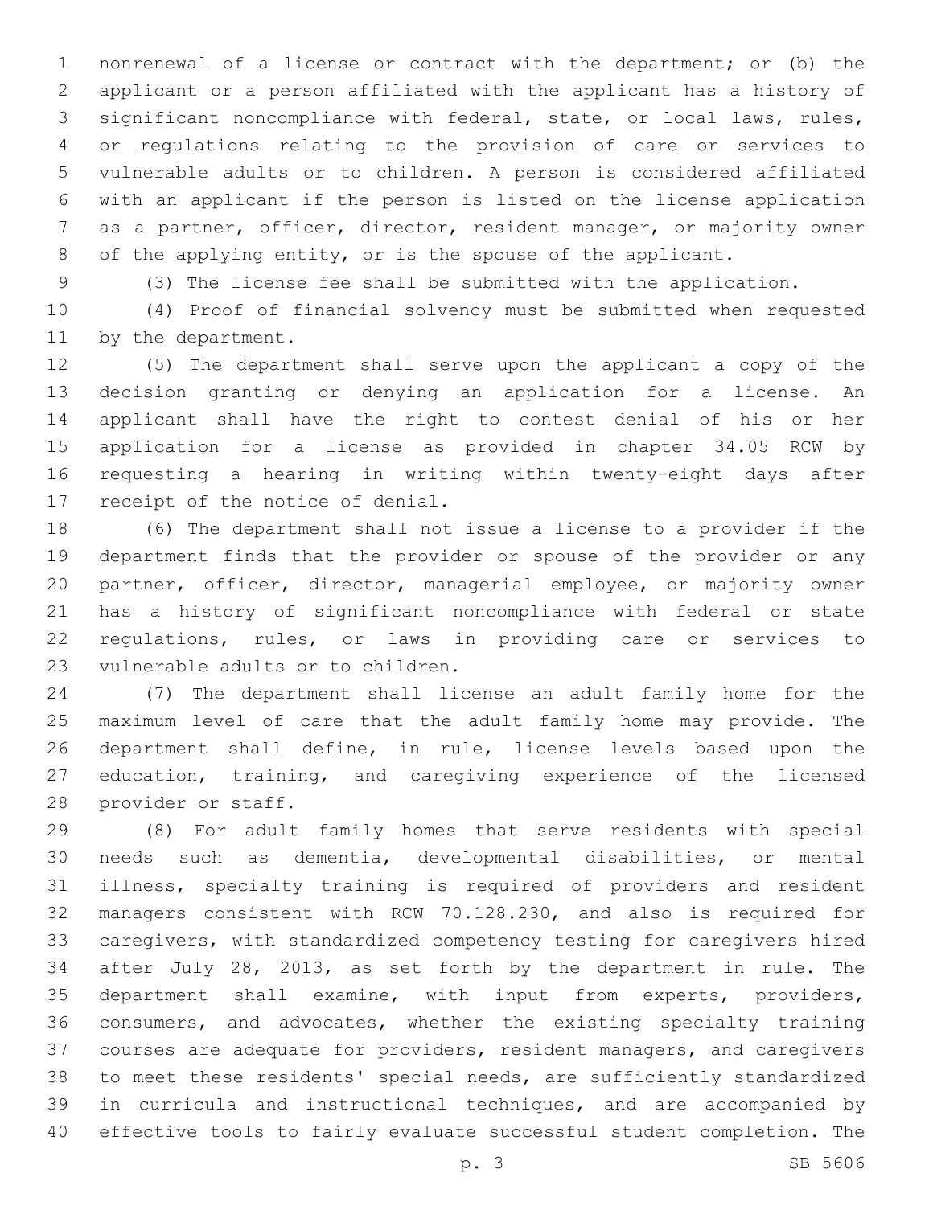nonrenewal of a license or contract with the department; or (b) the applicant or a person affiliated with the applicant has a history of significant noncompliance with federal, state, or local laws, rules, or regulations relating to the provision of care or services to vulnerable adults or to children. A person is considered affiliated with an applicant if the person is listed on the license application as a partner, officer, director, resident manager, or majority owner of the applying entity, or is the spouse of the applicant.

(3) The license fee shall be submitted with the application.

(4) Proof of financial solvency must be submitted when requested by the department.

(5) The department shall serve upon the applicant a copy of the decision granting or denying an application for a license. An applicant shall have the right to contest denial of his or her application for a license as provided in chapter 34.05 RCW by requesting a hearing in writing within twenty-eight days after receipt of the notice of denial.

(6) The department shall not issue a license to a provider if the department finds that the provider or spouse of the provider or any partner, officer, director, managerial employee, or majority owner has a history of significant noncompliance with federal or state regulations, rules, or laws in providing care or services to vulnerable adults or to children.

(7) The department shall license an adult family home for the maximum level of care that the adult family home may provide. The department shall define, in rule, license levels based upon the education, training, and caregiving experience of the licensed provider or staff.

(8) For adult family homes that serve residents with special needs such as dementia, developmental disabilities, or mental illness, specialty training is required of providers and resident managers consistent with RCW 70.128.230, and also is required for caregivers, with standardized competency testing for caregivers hired after July 28, 2013, as set forth by the department in rule. The department shall examine, with input from experts, providers, consumers, and advocates, whether the existing specialty training courses are adequate for providers, resident managers, and caregivers to meet these residents' special needs, are sufficiently standardized in curricula and instructional techniques, and are accompanied by effective tools to fairly evaluate successful student completion. The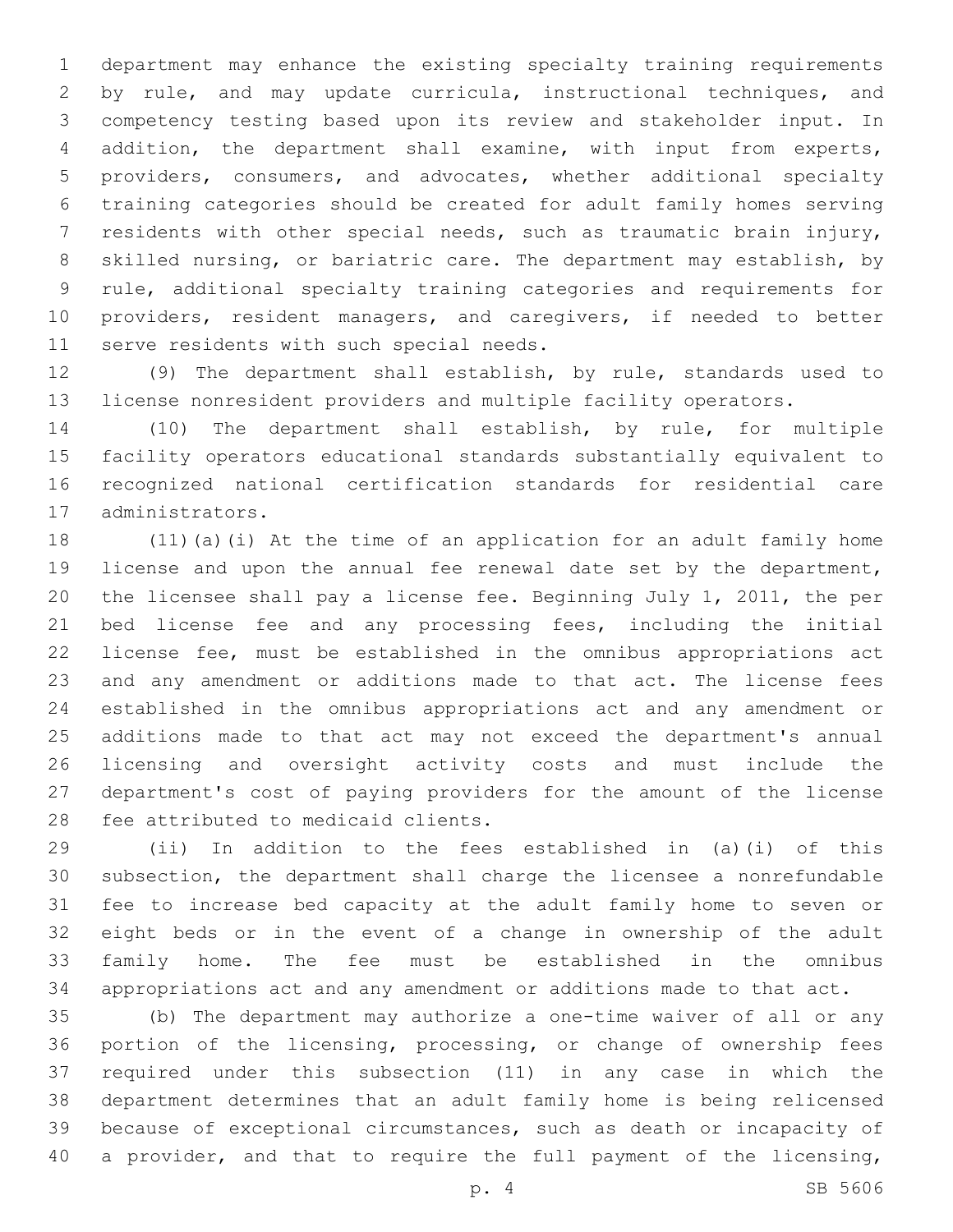department may enhance the existing specialty training requirements by rule, and may update curricula, instructional techniques, and competency testing based upon its review and stakeholder input. In addition, the department shall examine, with input from experts, providers, consumers, and advocates, whether additional specialty training categories should be created for adult family homes serving residents with other special needs, such as traumatic brain injury, skilled nursing, or bariatric care. The department may establish, by rule, additional specialty training categories and requirements for providers, resident managers, and caregivers, if needed to better serve residents with such special needs.

(9) The department shall establish, by rule, standards used to license nonresident providers and multiple facility operators.

(10) The department shall establish, by rule, for multiple facility operators educational standards substantially equivalent to recognized national certification standards for residential care administrators.

(11)(a)(i) At the time of an application for an adult family home license and upon the annual fee renewal date set by the department, the licensee shall pay a license fee. Beginning July 1, 2011, the per bed license fee and any processing fees, including the initial license fee, must be established in the omnibus appropriations act and any amendment or additions made to that act. The license fees established in the omnibus appropriations act and any amendment or additions made to that act may not exceed the department's annual licensing and oversight activity costs and must include the department's cost of paying providers for the amount of the license fee attributed to medicaid clients.

(ii) In addition to the fees established in (a)(i) of this subsection, the department shall charge the licensee a nonrefundable fee to increase bed capacity at the adult family home to seven or eight beds or in the event of a change in ownership of the adult family home. The fee must be established in the omnibus appropriations act and any amendment or additions made to that act.

(b) The department may authorize a one-time waiver of all or any portion of the licensing, processing, or change of ownership fees required under this subsection (11) in any case in which the department determines that an adult family home is being relicensed because of exceptional circumstances, such as death or incapacity of a provider, and that to require the full payment of the licensing,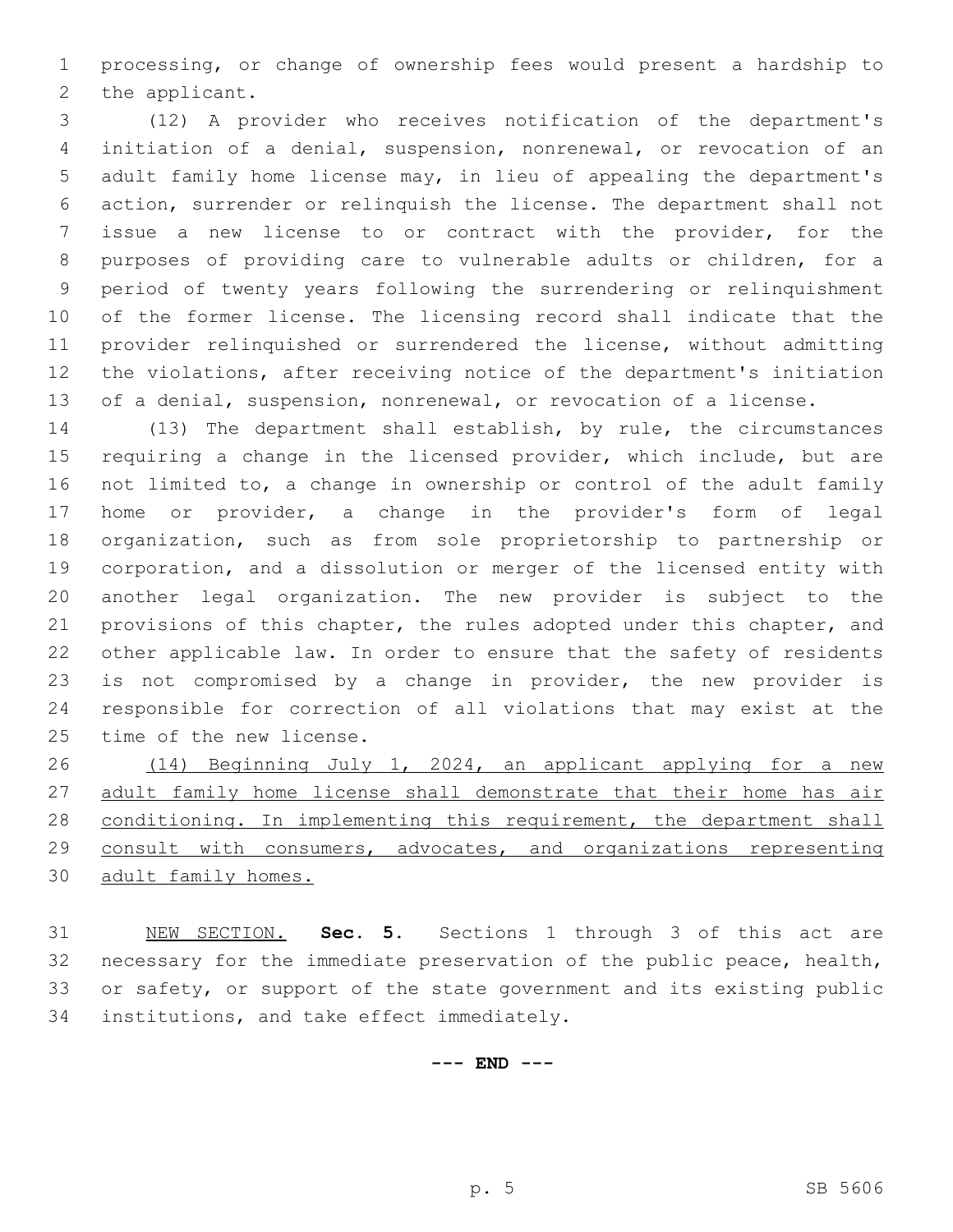processing, or change of ownership fees would present a hardship to the applicant.

(12) A provider who receives notification of the department's initiation of a denial, suspension, nonrenewal, or revocation of an adult family home license may, in lieu of appealing the department's action, surrender or relinquish the license. The department shall not issue a new license to or contract with the provider, for the purposes of providing care to vulnerable adults or children, for a period of twenty years following the surrendering or relinquishment of the former license. The licensing record shall indicate that the provider relinquished or surrendered the license, without admitting the violations, after receiving notice of the department's initiation of a denial, suspension, nonrenewal, or revocation of a license.

(13) The department shall establish, by rule, the circumstances requiring a change in the licensed provider, which include, but are not limited to, a change in ownership or control of the adult family home or provider, a change in the provider's form of legal organization, such as from sole proprietorship to partnership or corporation, and a dissolution or merger of the licensed entity with another legal organization. The new provider is subject to the provisions of this chapter, the rules adopted under this chapter, and other applicable law. In order to ensure that the safety of residents is not compromised by a change in provider, the new provider is responsible for correction of all violations that may exist at the time of the new license.

<u>(14) Beginning July 1, 2024, an applicant applying for a new adult family home license shall demonstrate that their home has air conditioning. In implementing this requirement, the department shall consult with consumers, advocates, and organizations representing adult family homes.</u>

<u>NEW SECTION.</u> **Sec. 5.** Sections 1 through 3 of this act are necessary for the immediate preservation of the public peace, health, or safety, or support of the state government and its existing public institutions, and take effect immediately.

**--- END ---**